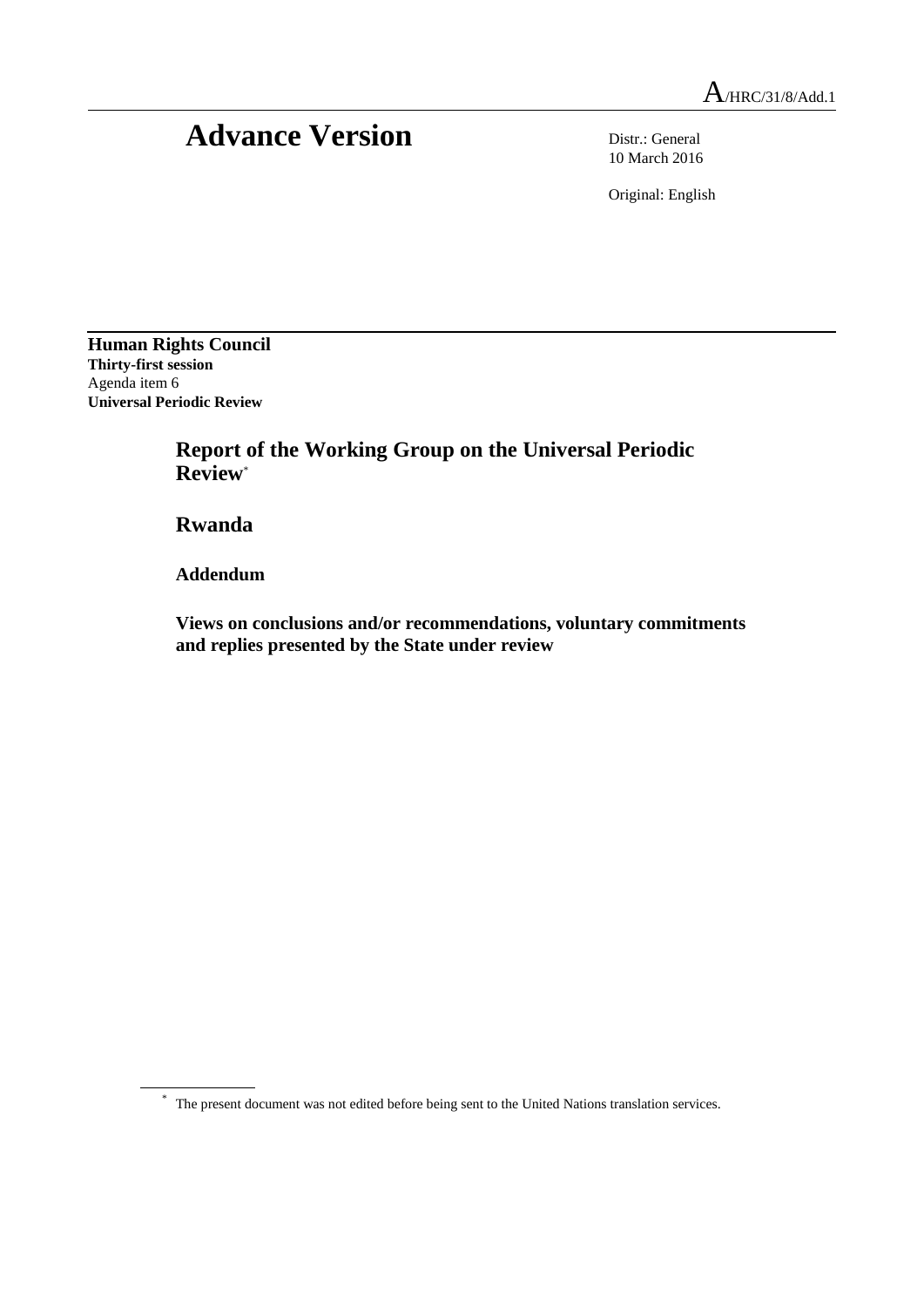A/HRC/31/8/Add.1

# Advance Version

Distr.: General
10 March 2016

Original: English

**Human Rights Council**
**Thirty-first session**
Agenda item 6
**Universal Periodic Review**

## Report of the Working Group on the Universal Periodic Review*

## Rwanda

### Addendum

### Views on conclusions and/or recommendations, voluntary commitments and replies presented by the State under review

* The present document was not edited before being sent to the United Nations translation services.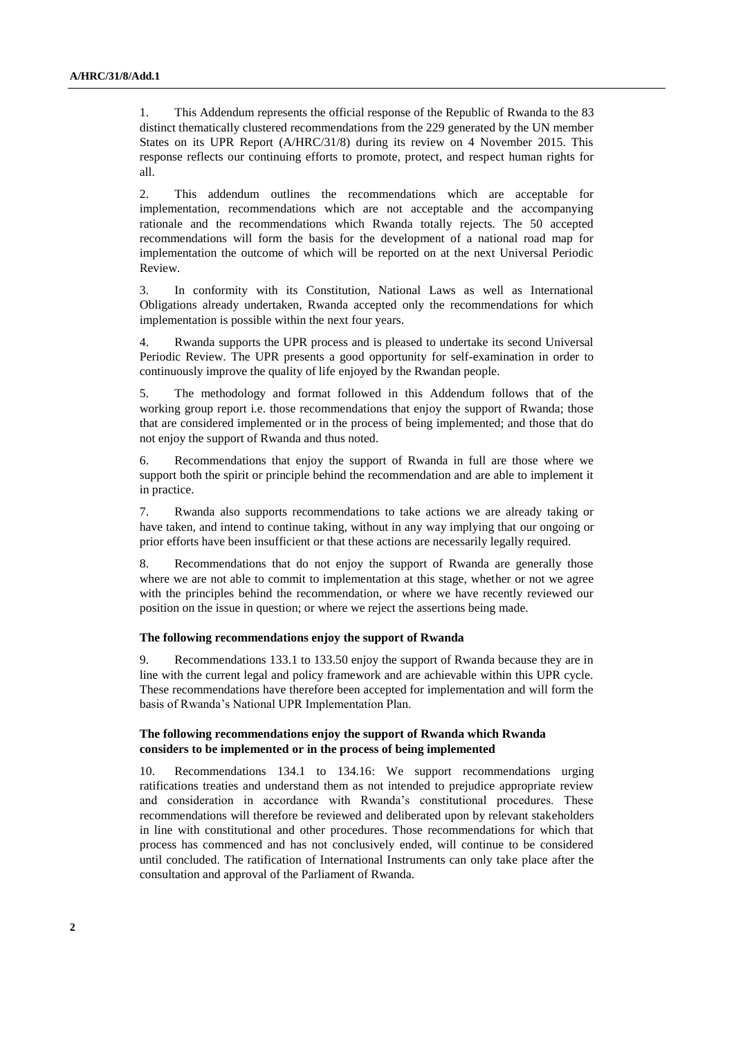1. This Addendum represents the official response of the Republic of Rwanda to the 83 distinct thematically clustered recommendations from the 229 generated by the UN member States on its UPR Report (A/HRC/31/8) during its review on 4 November 2015. This response reflects our continuing efforts to promote, protect, and respect human rights for all.

2. This addendum outlines the recommendations which are acceptable for implementation, recommendations which are not acceptable and the accompanying rationale and the recommendations which Rwanda totally rejects. The 50 accepted recommendations will form the basis for the development of a national road map for implementation the outcome of which will be reported on at the next Universal Periodic Review.

3. In conformity with its Constitution, National Laws as well as International Obligations already undertaken, Rwanda accepted only the recommendations for which implementation is possible within the next four years.

4. Rwanda supports the UPR process and is pleased to undertake its second Universal Periodic Review. The UPR presents a good opportunity for self-examination in order to continuously improve the quality of life enjoyed by the Rwandan people.

5. The methodology and format followed in this Addendum follows that of the working group report i.e. those recommendations that enjoy the support of Rwanda; those that are considered implemented or in the process of being implemented; and those that do not enjoy the support of Rwanda and thus noted.

6. Recommendations that enjoy the support of Rwanda in full are those where we support both the spirit or principle behind the recommendation and are able to implement it in practice.

7. Rwanda also supports recommendations to take actions we are already taking or have taken, and intend to continue taking, without in any way implying that our ongoing or prior efforts have been insufficient or that these actions are necessarily legally required.

8. Recommendations that do not enjoy the support of Rwanda are generally those where we are not able to commit to implementation at this stage, whether or not we agree with the principles behind the recommendation, or where we have recently reviewed our position on the issue in question; or where we reject the assertions being made.

### The following recommendations enjoy the support of Rwanda

9. Recommendations 133.1 to 133.50 enjoy the support of Rwanda because they are in line with the current legal and policy framework and are achievable within this UPR cycle. These recommendations have therefore been accepted for implementation and will form the basis of Rwanda's National UPR Implementation Plan.

### The following recommendations enjoy the support of Rwanda which Rwanda considers to be implemented or in the process of being implemented

10. Recommendations 134.1 to 134.16: We support recommendations urging ratifications treaties and understand them as not intended to prejudice appropriate review and consideration in accordance with Rwanda's constitutional procedures. These recommendations will therefore be reviewed and deliberated upon by relevant stakeholders in line with constitutional and other procedures. Those recommendations for which that process has commenced and has not conclusively ended, will continue to be considered until concluded. The ratification of International Instruments can only take place after the consultation and approval of the Parliament of Rwanda.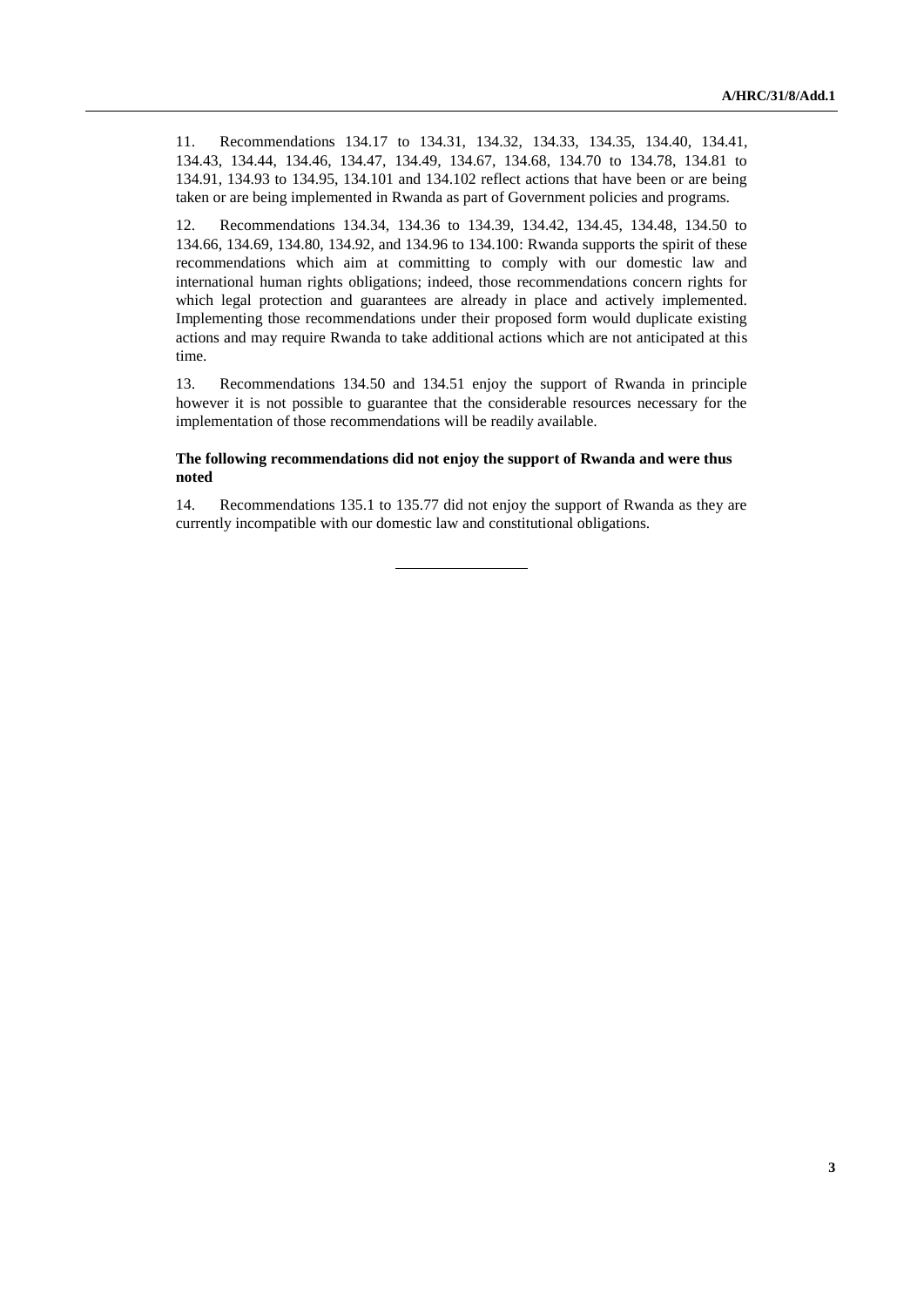11. Recommendations 134.17 to 134.31, 134.32, 134.33, 134.35, 134.40, 134.41, 134.43, 134.44, 134.46, 134.47, 134.49, 134.67, 134.68, 134.70 to 134.78, 134.81 to 134.91, 134.93 to 134.95, 134.101 and 134.102 reflect actions that have been or are being taken or are being implemented in Rwanda as part of Government policies and programs.

12. Recommendations 134.34, 134.36 to 134.39, 134.42, 134.45, 134.48, 134.50 to 134.66, 134.69, 134.80, 134.92, and 134.96 to 134.100: Rwanda supports the spirit of these recommendations which aim at committing to comply with our domestic law and international human rights obligations; indeed, those recommendations concern rights for which legal protection and guarantees are already in place and actively implemented. Implementing those recommendations under their proposed form would duplicate existing actions and may require Rwanda to take additional actions which are not anticipated at this time.

13. Recommendations 134.50 and 134.51 enjoy the support of Rwanda in principle however it is not possible to guarantee that the considerable resources necessary for the implementation of those recommendations will be readily available.

**The following recommendations did not enjoy the support of Rwanda and were thus noted**

14. Recommendations 135.1 to 135.77 did not enjoy the support of Rwanda as they are currently incompatible with our domestic law and constitutional obligations.